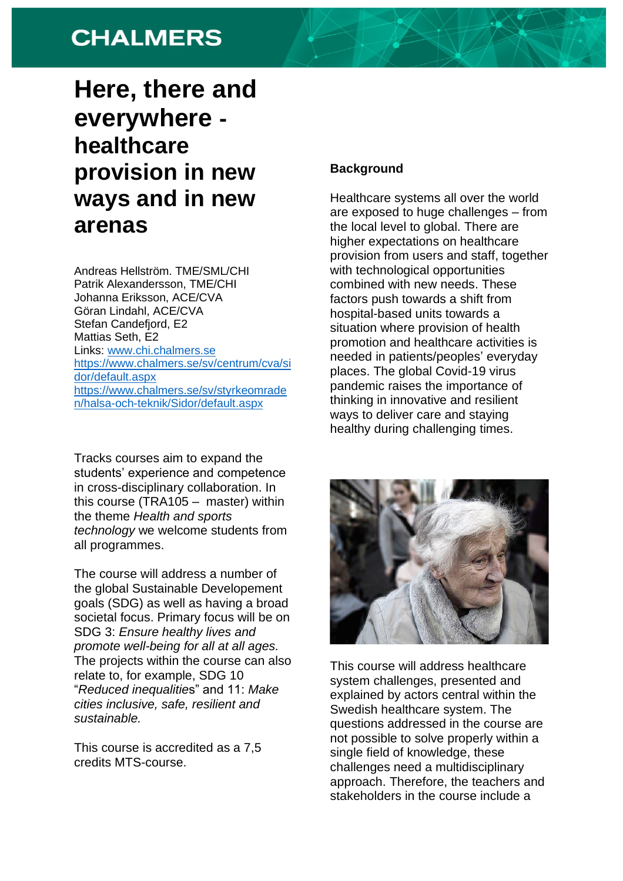CHALMERS

# Here, there and everywhere - healthcare provision in new ways and in new arenas

Andreas Hellström. TME/SML/CHI
Patrik Alexandersson, TME/CHI
Johanna Eriksson, ACE/CVA
Göran Lindahl, ACE/CVA
Stefan Candefjord, E2
Mattias Seth, E2
Links: [www.chi.chalmers.se](www.chi.chalmers.se)
[https://www.chalmers.se/sv/centrum/cva/sidor/default.aspx](https://www.chalmers.se/sv/centrum/cva/sidor/default.aspx)
[https://www.chalmers.se/sv/styrkeomraden/halsa-och-teknik/Sidor/default.aspx](https://www.chalmers.se/sv/styrkeomraden/halsa-och-teknik/Sidor/default.aspx)

Tracks courses aim to expand the students' experience and competence in cross-disciplinary collaboration. In this course (TRA105 – master) within the theme *Health and sports technology* we welcome students from all programmes.

The course will address a number of the global Sustainable Developement goals (SDG) as well as having a broad societal focus. Primary focus will be on SDG 3: *Ensure healthy lives and promote well-being for all at all ages.* The projects within the course can also relate to, for example, SDG 10 "*Reduced inequalities*" and 11: *Make cities inclusive, safe, resilient and sustainable.*

This course is accredited as a 7,5 credits MTS-course.

**Background**

Healthcare systems all over the world are exposed to huge challenges – from the local level to global. There are higher expectations on healthcare provision from users and staff, together with technological opportunities combined with new needs. These factors push towards a shift from hospital-based units towards a situation where provision of health promotion and healthcare activities is needed in patients/peoples' everyday places. The global Covid-19 virus pandemic raises the importance of thinking in innovative and resilient ways to deliver care and staying healthy during challenging times.

This course will address healthcare system challenges, presented and explained by actors central within the Swedish healthcare system. The questions addressed in the course are not possible to solve properly within a single field of knowledge, these challenges need a multidisciplinary approach. Therefore, the teachers and stakeholders in the course include a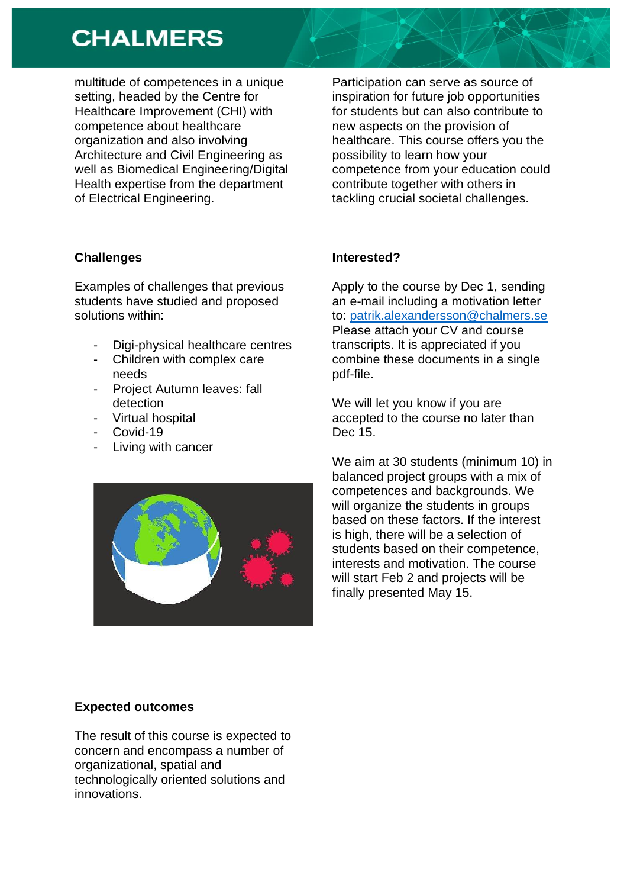multitude of competences in a unique setting, headed by the Centre for Healthcare Improvement (CHI) with competence about healthcare organization and also involving Architecture and Civil Engineering as well as Biomedical Engineering/Digital Health expertise from the department of Electrical Engineering.

### Challenges

Examples of challenges that previous students have studied and proposed solutions within:

- Digi-physical healthcare centres
- Children with complex care needs
- Project Autumn leaves: fall detection
- Virtual hospital
- Covid-19
- Living with cancer

### Expected outcomes

The result of this course is expected to concern and encompass a number of organizational, spatial and technologically oriented solutions and innovations.

Participation can serve as source of inspiration for future job opportunities for students but can also contribute to new aspects on the provision of healthcare. This course offers you the possibility to learn how your competence from your education could contribute together with others in tackling crucial societal challenges.

### Interested?

Apply to the course by Dec 1, sending an e-mail including a motivation letter to: patrik.alexandersson@chalmers.se Please attach your CV and course transcripts. It is appreciated if you combine these documents in a single pdf-file.

We will let you know if you are accepted to the course no later than Dec 15.

We aim at 30 students (minimum 10) in balanced project groups with a mix of competences and backgrounds. We will organize the students in groups based on these factors. If the interest is high, there will be a selection of students based on their competence, interests and motivation. The course will start Feb 2 and projects will be finally presented May 15.